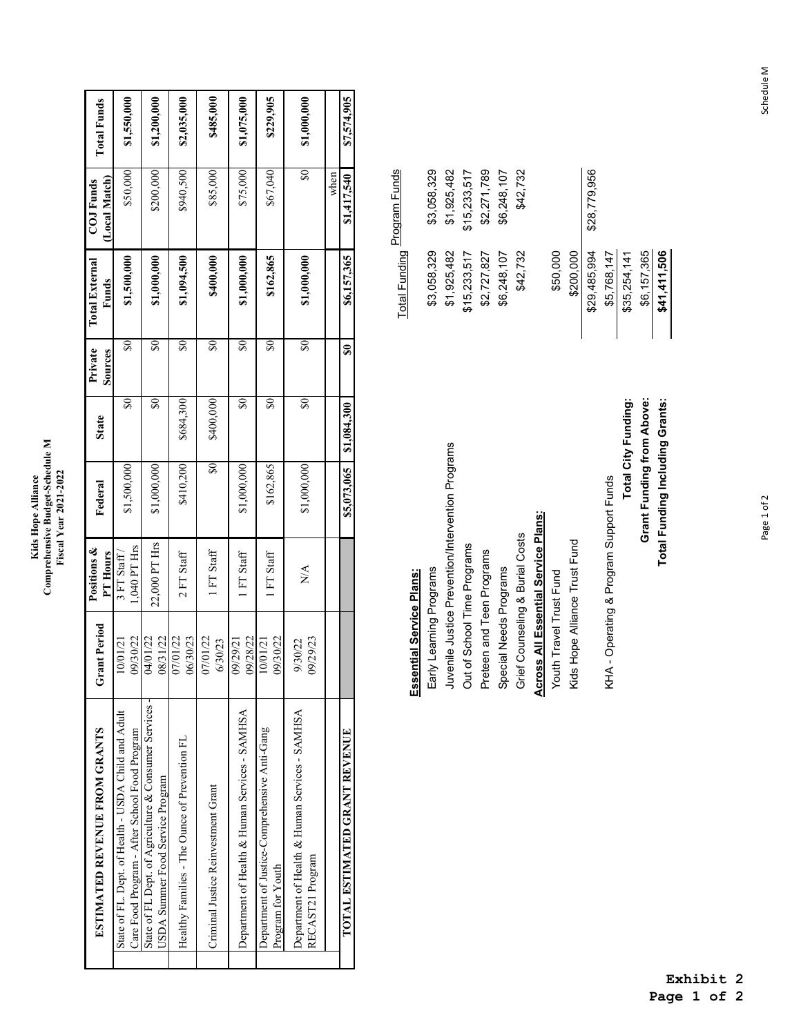# Kids Hope Alliance
## Comprehensive Budget-Schedule M
### Fiscal Year 2021-2022

| ESTIMATED REVENUE FROM GRANTS | Grant Period | Positions & PT Hours | Federal | State | Private Sources | Total External Funds | COJ Funds (Local Match) | Total Funds |
|---|---|---|---|---|---|---|---|---|
| State of FL. Dept. of Health - USDA Child and Adult Care Food Program - After School Food Program | 10/01/21 09/30/22 | 3 FT Staff / 1,040 PT Hrs | $1,500,000 | $0 | $0 | $1,500,000 | $50,000 | $1,550,000 |
| State of FL Dept. of Agriculture & Consumer Services - USDA Summer Food Service Program | 04/01/22 08/31/22 | 22,000 PT Hrs | $1,000,000 | $0 | $0 | $1,000,000 | $200,000 | $1,200,000 |
| Healthy Families - The Ounce of Prevention FL | 07/01/22 06/30/23 | 2 FT Staff | $410,200 | $684,300 | $0 | $1,094,500 | $940,500 | $2,035,000 |
| Criminal Justice Reinvestment Grant | 07/01/22 6/30/23 | 1 FT Staff | $0 | $400,000 | $0 | $400,000 | $85,000 | $485,000 |
| Department of Health & Human Services - SAMHSA | 09/29/21 09/28/22 | 1 FT Staff | $1,000,000 | $0 | $0 | $1,000,000 | $75,000 | $1,075,000 |
| Department of Justice-Comprehensive Anti-Gang Program for Youth | 10/01/21 09/30/22 | 1 FT Staff | $162,865 | $0 | $0 | $162,865 | $67,040 | $229,905 |
| Department of Health & Human Services - SAMHSA RECAST21 Program | 9/30/22 09/29/23 | N/A | $1,000,000 | $0 | $0 | $1,000,000 | $0 | $1,000,000 |
| | | | | | | | when | |
| **TOTAL ESTIMATED GRANT REVENUE** | | | **$5,073,065** | **$1,084,300** | **$0** | **$6,157,365** | **$1,417,540** | **$7,574,905** |

| | Total Funding | Program Funds |
|---|---|---|
| **Essential Service Plans:** | | |
| Early Learning Programs | $3,058,329 | $3,058,329 |
| Juvenile Justice Prevention/Intervention Programs | $1,925,482 | $1,925,482 |
| Out of School Time Programs | $15,233,517 | $15,233,517 |
| Preteen and Teen Programs | $2,727,827 | $2,271,789 |
| Special Needs Programs | $6,248,107 | $6,248,107 |
| Grief Counseling & Burial Costs | $42,732 | $42,732 |
| **Across All Essential Service Plans:** | | |
| Youth Travel Trust Fund | $50,000 | |
| Kids Hope Alliance Trust Fund | $200,000 | |
| | $29,485,994 | $28,779,956 |
| KHA - Operating & Program Support Funds | $5,768,147 | |
| **Total City Funding:** | $35,254,141 | |
| **Grant Funding from Above:** | $6,157,365 | |
| **Total Funding Including Grants:** | **$41,411,506** | |

Schedule M

**Exhibit 2**
**Page 1 of 2**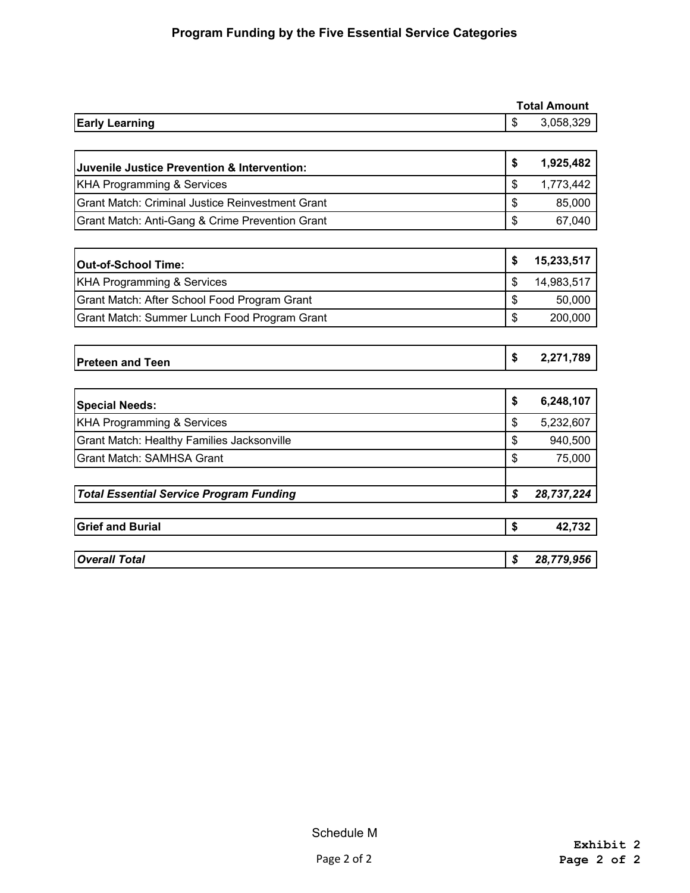## Program Funding by the Five Essential Service Categories

| | | Total Amount |
|---|---|---|
| **Early Learning** | $ | 3,058,329 |
| | | |
| **Juvenile Justice Prevention & Intervention:** | **$** | **1,925,482** |
| KHA Programming & Services | $ | 1,773,442 |
| Grant Match: Criminal Justice Reinvestment Grant | $ | 85,000 |
| Grant Match: Anti-Gang & Crime Prevention Grant | $ | 67,040 |
| | | |
| **Out-of-School Time:** | **$** | **15,233,517** |
| KHA Programming & Services | $ | 14,983,517 |
| Grant Match: After School Food Program Grant | $ | 50,000 |
| Grant Match: Summer Lunch Food Program Grant | $ | 200,000 |
| | | |
| **Preteen and Teen** | **$** | **2,271,789** |
| | | |
| **Special Needs:** | **$** | **6,248,107** |
| KHA Programming & Services | $ | 5,232,607 |
| Grant Match: Healthy Families Jacksonville | $ | 940,500 |
| Grant Match: SAMHSA Grant | $ | 75,000 |
| | | |
| ***Total Essential Service Program Funding*** | ***$*** | ***28,737,224*** |
| | | |
| **Grief and Burial** | **$** | **42,732** |
| | | |
| ***Overall Total*** | ***$*** | ***28,779,956*** |

Schedule M

**Exhibit 2**
**Page 2 of 2**